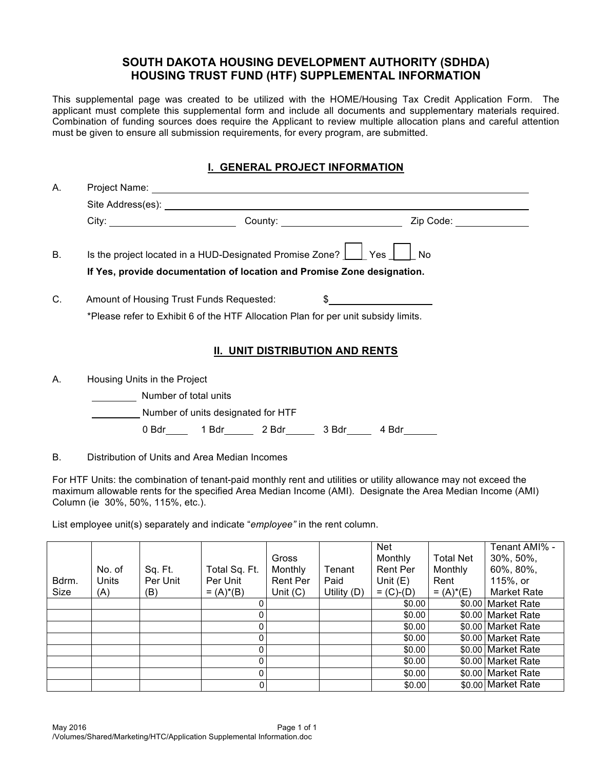# SOUTH DAKOTA HOUSING DEVELOPMENT AUTHORITY (SDHDA)
# HOUSING TRUST FUND (HTF) SUPPLEMENTAL INFORMATION

This supplemental page was created to be utilized with the HOME/Housing Tax Credit Application Form. The applicant must complete this supplemental form and include all documents and supplementary materials required. Combination of funding sources does require the Applicant to review multiple allocation plans and careful attention must be given to ensure all submission requirements, for every program, are submitted.

## I. GENERAL PROJECT INFORMATION

A. Project Name: ____________________

Site Address(es): ____________________

City: ____________ County: ____________ Zip Code: ____________

B. Is the project located in a HUD-Designated Promise Zone? ____ Yes ____ No

**If Yes, provide documentation of location and Promise Zone designation.**

C. Amount of Housing Trust Funds Requested: $____________

*Please refer to Exhibit 6 of the HTF Allocation Plan for per unit subsidy limits.

## II. UNIT DISTRIBUTION AND RENTS

A. Housing Units in the Project

_______ Number of total units

_______ Number of units designated for HTF

0 Bdr____ 1 Bdr____ 2 Bdr____ 3 Bdr____ 4 Bdr____

B. Distribution of Units and Area Median Incomes

For HTF Units: the combination of tenant-paid monthly rent and utilities or utility allowance may not exceed the maximum allowable rents for the specified Area Median Income (AMI). Designate the Area Median Income (AMI) Column (ie 30%, 50%, 115%, etc.).

List employee unit(s) separately and indicate "*employee*" in the rent column.

| Bdrm. Size | No. of Units (A) | Sq. Ft. Per Unit (B) | Total Sq. Ft. Per Unit = (A)*(B) | Gross Monthly Rent Per Unit (C) | Tenant Paid Utility (D) | Net Monthly Rent Per Unit (E) = (C)-(D) | Total Net Monthly Rent = (A)*(E) | Tenant AMI% - 30%, 50%, 60%, 80%, 115%, or Market Rate |
|---|---|---|---|---|---|---|---|---|
| | | | 0 | | | $0.00 | $0.00 | Market Rate |
| | | | 0 | | | $0.00 | $0.00 | Market Rate |
| | | | 0 | | | $0.00 | $0.00 | Market Rate |
| | | | 0 | | | $0.00 | $0.00 | Market Rate |
| | | | 0 | | | $0.00 | $0.00 | Market Rate |
| | | | 0 | | | $0.00 | $0.00 | Market Rate |
| | | | 0 | | | $0.00 | $0.00 | Market Rate |
| | | | 0 | | | $0.00 | $0.00 | Market Rate |

May 2016
/Volumes/Shared/Marketing/HTC/Application Supplemental Information.doc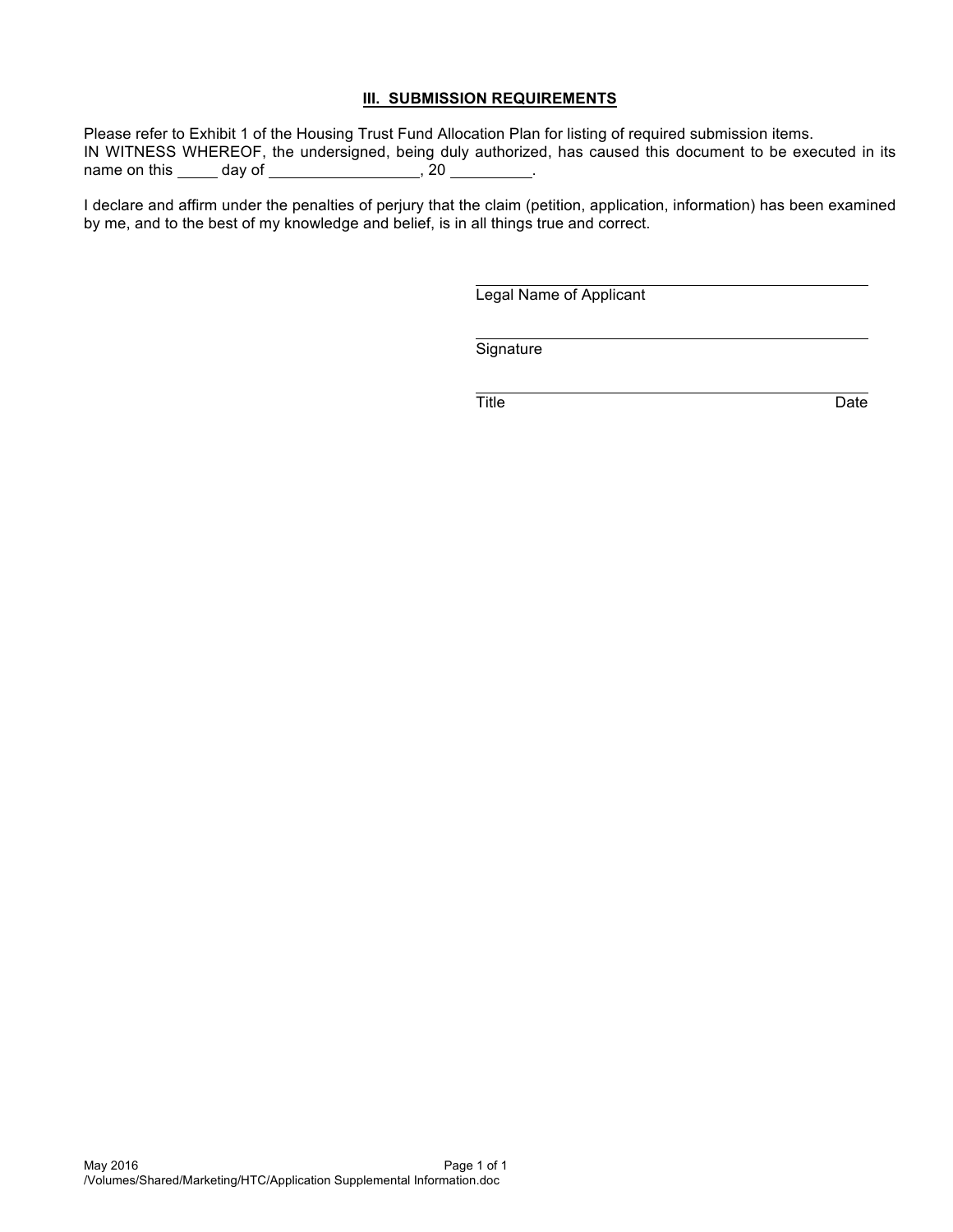## III. SUBMISSION REQUIREMENTS

Please refer to Exhibit 1 of the Housing Trust Fund Allocation Plan for listing of required submission items.
IN WITNESS WHEREOF, the undersigned, being duly authorized, has caused this document to be executed in its name on this _____ day of ________________, 20 _________.

I declare and affirm under the penalties of perjury that the claim (petition, application, information) has been examined by me, and to the best of my knowledge and belief, is in all things true and correct.

______________________________
Legal Name of Applicant

______________________________
Signature

______________________________
Title                                                  Date

May 2016
/Volumes/Shared/Marketing/HTC/Application Supplemental Information.doc